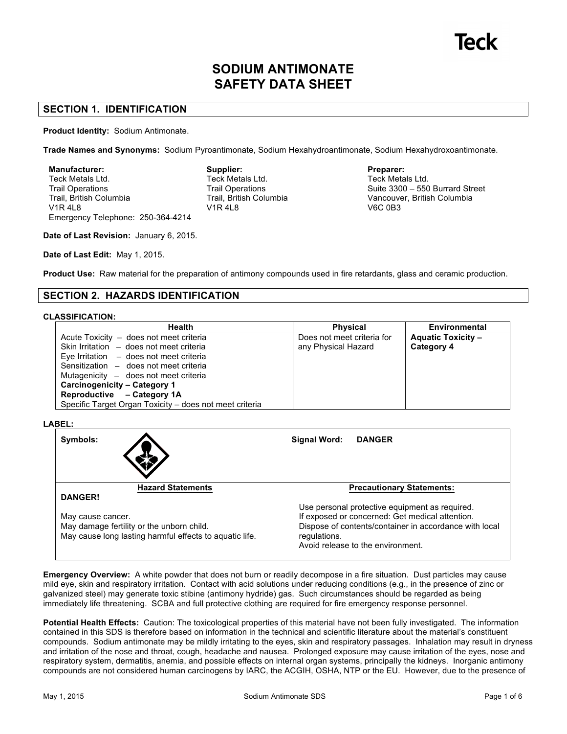Teck

# SODIUM ANTIMONATE SAFETY DATA SHEET

## SECTION 1. IDENTIFICATION

**Product Identity:** Sodium Antimonate.

**Trade Names and Synonyms:** Sodium Pyroantimonate, Sodium Hexahydroantimonate, Sodium Hexahydroxoantimonate.

**Manufacturer:**
Teck Metals Ltd.
Trail Operations
Trail, British Columbia
V1R 4L8
Emergency Telephone: 250-364-4214

**Supplier:**
Teck Metals Ltd.
Trail Operations
Trail, British Columbia
V1R 4L8

**Preparer:**
Teck Metals Ltd.
Suite 3300 – 550 Burrard Street
Vancouver, British Columbia
V6C 0B3

**Date of Last Revision:** January 6, 2015.

**Date of Last Edit:** May 1, 2015.

**Product Use:** Raw material for the preparation of antimony compounds used in fire retardants, glass and ceramic production.

## SECTION 2. HAZARDS IDENTIFICATION

**CLASSIFICATION:**

| Health | Physical | Environmental |
|---|---|---|
| Acute Toxicity – does not meet criteria<br>Skin Irritation – does not meet criteria<br>Eye Irritation – does not meet criteria<br>Sensitization – does not meet criteria<br>Mutagenicity – does not meet criteria<br>**Carcinogenicity – Category 1**<br>**Reproductive – Category 1A**<br>Specific Target Organ Toxicity – does not meet criteria | Does not meet criteria for any Physical Hazard | **Aquatic Toxicity – Category 4** |

**LABEL:**

| **Symbols:** | **Signal Word: DANGER** |
|---|---|
| **Hazard Statements** | **Precautionary Statements:** |
| **DANGER!**<br><br>May cause cancer.<br>May damage fertility or the unborn child.<br>May cause long lasting harmful effects to aquatic life. | Use personal protective equipment as required.<br>If exposed or concerned: Get medical attention.<br>Dispose of contents/container in accordance with local regulations.<br>Avoid release to the environment. |

**Emergency Overview:** A white powder that does not burn or readily decompose in a fire situation. Dust particles may cause mild eye, skin and respiratory irritation. Contact with acid solutions under reducing conditions (e.g., in the presence of zinc or galvanized steel) may generate toxic stibine (antimony hydride) gas. Such circumstances should be regarded as being immediately life threatening. SCBA and full protective clothing are required for fire emergency response personnel.

**Potential Health Effects:** Caution: The toxicological properties of this material have not been fully investigated. The information contained in this SDS is therefore based on information in the technical and scientific literature about the material's constituent compounds. Sodium antimonate may be mildly irritating to the eyes, skin and respiratory passages. Inhalation may result in dryness and irritation of the nose and throat, cough, headache and nausea. Prolonged exposure may cause irritation of the eyes, nose and respiratory system, dermatitis, anemia, and possible effects on internal organ systems, principally the kidneys. Inorganic antimony compounds are not considered human carcinogens by IARC, the ACGIH, OSHA, NTP or the EU. However, due to the presence of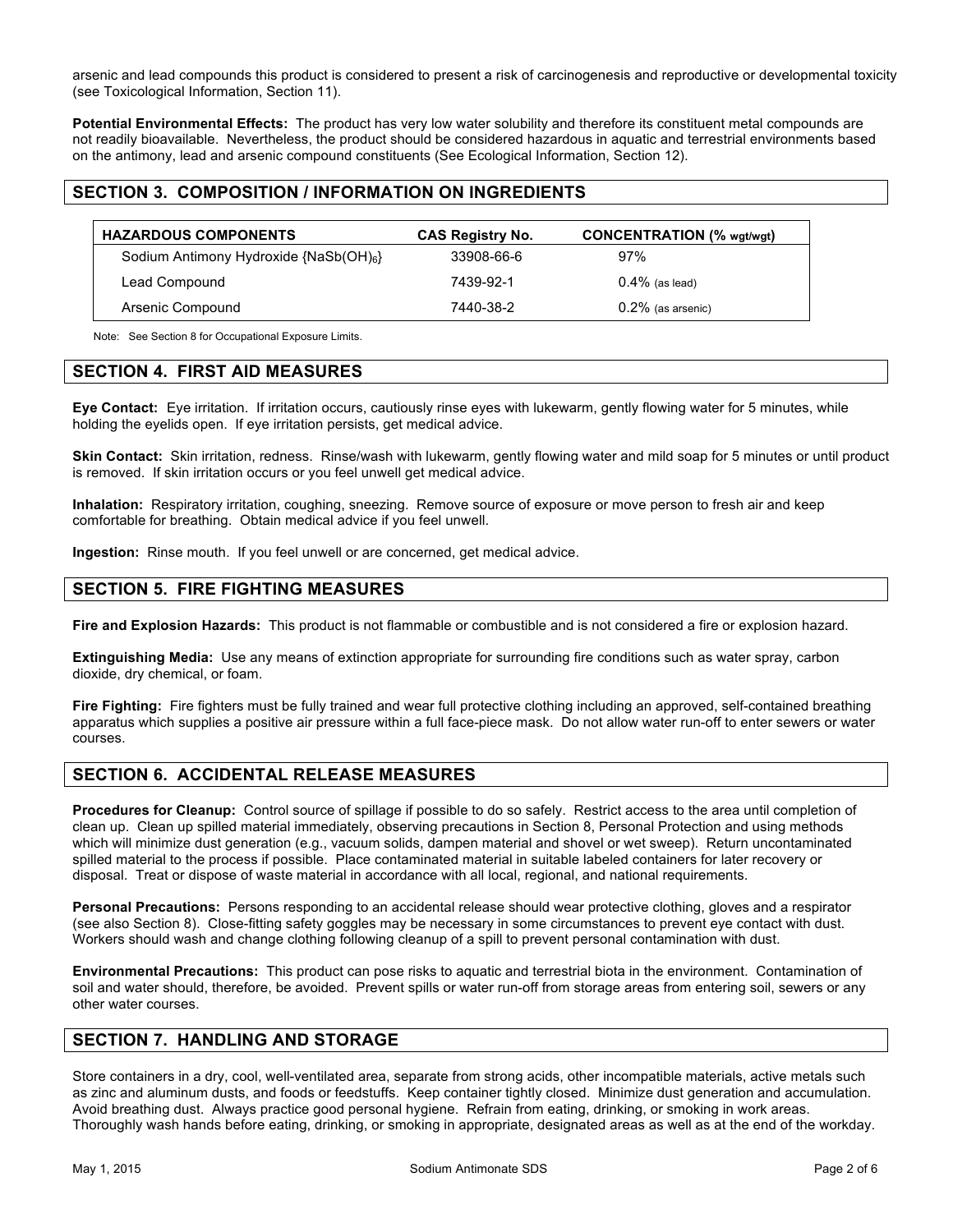arsenic and lead compounds this product is considered to present a risk of carcinogenesis and reproductive or developmental toxicity (see Toxicological Information, Section 11).

**Potential Environmental Effects:** The product has very low water solubility and therefore its constituent metal compounds are not readily bioavailable. Nevertheless, the product should be considered hazardous in aquatic and terrestrial environments based on the antimony, lead and arsenic compound constituents (See Ecological Information, Section 12).

## SECTION 3. COMPOSITION / INFORMATION ON INGREDIENTS

| HAZARDOUS COMPONENTS | CAS Registry No. | CONCENTRATION (% wgt/wgt) |
|---|---|---|
| Sodium Antimony Hydroxide {$NaSb(OH)_6$} | 33908-66-6 | 97% |
| Lead Compound | 7439-92-1 | 0.4% (as lead) |
| Arsenic Compound | 7440-38-2 | 0.2% (as arsenic) |

Note: See Section 8 for Occupational Exposure Limits.

## SECTION 4. FIRST AID MEASURES

**Eye Contact:** Eye irritation. If irritation occurs, cautiously rinse eyes with lukewarm, gently flowing water for 5 minutes, while holding the eyelids open. If eye irritation persists, get medical advice.

**Skin Contact:** Skin irritation, redness. Rinse/wash with lukewarm, gently flowing water and mild soap for 5 minutes or until product is removed. If skin irritation occurs or you feel unwell get medical advice.

**Inhalation:** Respiratory irritation, coughing, sneezing. Remove source of exposure or move person to fresh air and keep comfortable for breathing. Obtain medical advice if you feel unwell.

**Ingestion:** Rinse mouth. If you feel unwell or are concerned, get medical advice.

## SECTION 5. FIRE FIGHTING MEASURES

**Fire and Explosion Hazards:** This product is not flammable or combustible and is not considered a fire or explosion hazard.

**Extinguishing Media:** Use any means of extinction appropriate for surrounding fire conditions such as water spray, carbon dioxide, dry chemical, or foam.

**Fire Fighting:** Fire fighters must be fully trained and wear full protective clothing including an approved, self-contained breathing apparatus which supplies a positive air pressure within a full face-piece mask. Do not allow water run-off to enter sewers or water courses.

## SECTION 6. ACCIDENTAL RELEASE MEASURES

**Procedures for Cleanup:** Control source of spillage if possible to do so safely. Restrict access to the area until completion of clean up. Clean up spilled material immediately, observing precautions in Section 8, Personal Protection and using methods which will minimize dust generation (e.g., vacuum solids, dampen material and shovel or wet sweep). Return uncontaminated spilled material to the process if possible. Place contaminated material in suitable labeled containers for later recovery or disposal. Treat or dispose of waste material in accordance with all local, regional, and national requirements.

**Personal Precautions:** Persons responding to an accidental release should wear protective clothing, gloves and a respirator (see also Section 8). Close-fitting safety goggles may be necessary in some circumstances to prevent eye contact with dust. Workers should wash and change clothing following cleanup of a spill to prevent personal contamination with dust.

**Environmental Precautions:** This product can pose risks to aquatic and terrestrial biota in the environment. Contamination of soil and water should, therefore, be avoided. Prevent spills or water run-off from storage areas from entering soil, sewers or any other water courses.

## SECTION 7. HANDLING AND STORAGE

Store containers in a dry, cool, well-ventilated area, separate from strong acids, other incompatible materials, active metals such as zinc and aluminum dusts, and foods or feedstuffs. Keep container tightly closed. Minimize dust generation and accumulation. Avoid breathing dust. Always practice good personal hygiene. Refrain from eating, drinking, or smoking in work areas. Thoroughly wash hands before eating, drinking, or smoking in appropriate, designated areas as well as at the end of the workday.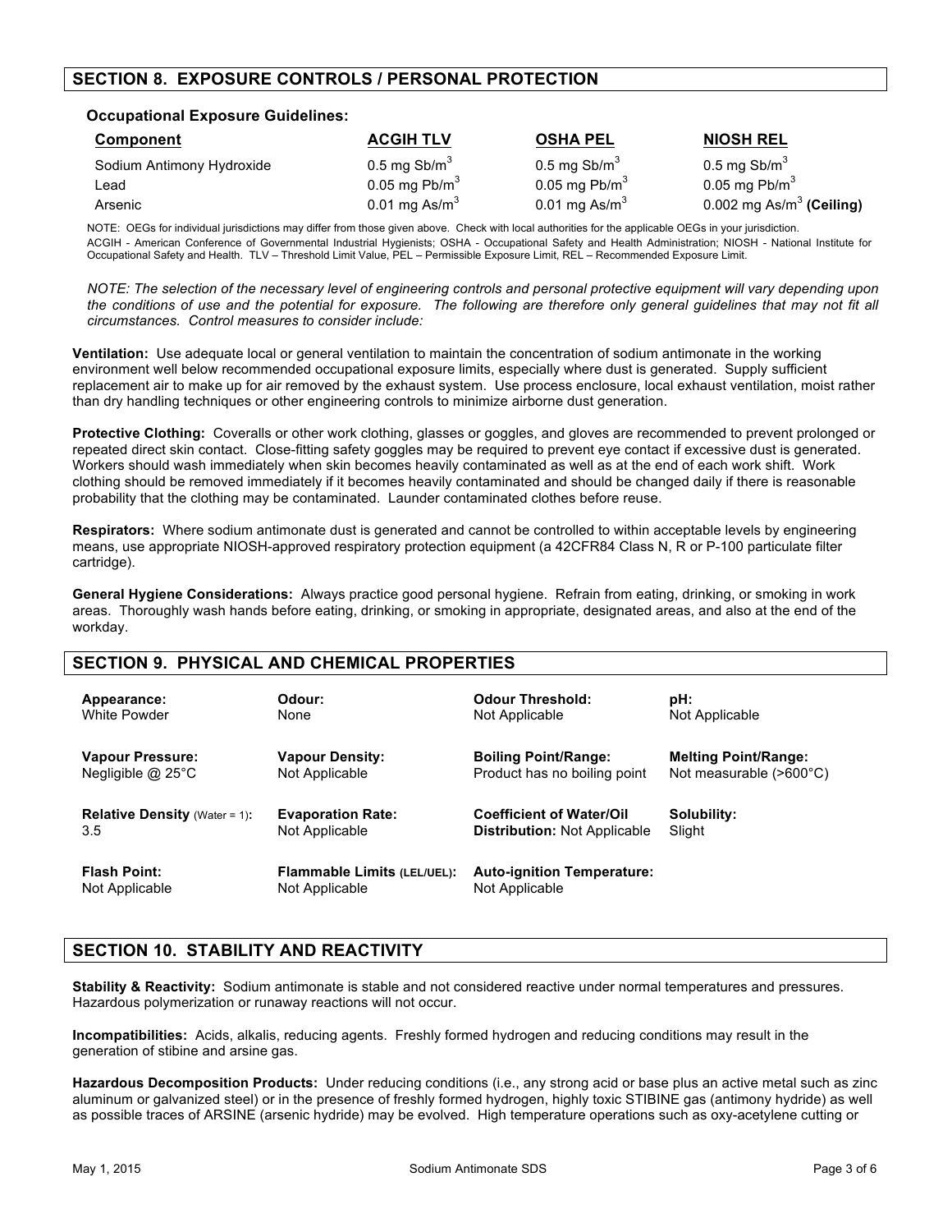## SECTION 8. EXPOSURE CONTROLS / PERSONAL PROTECTION

**Occupational Exposure Guidelines:**

| Component | ACGIH TLV | OSHA PEL | NIOSH REL |
|---|---|---|---|
| Sodium Antimony Hydroxide | 0.5 mg $Sb/m^3$ | 0.5 mg $Sb/m^3$ | 0.5 mg $Sb/m^3$ |
| Lead | 0.05 mg $Pb/m^3$ | 0.05 mg $Pb/m^3$ | 0.05 mg $Pb/m^3$ |
| Arsenic | 0.01 mg $As/m^3$ | 0.01 mg $As/m^3$ | 0.002 mg $As/m^3$ **(Ceiling)** |

NOTE: OEGs for individual jurisdictions may differ from those given above. Check with local authorities for the applicable OEGs in your jurisdiction.
ACGIH - American Conference of Governmental Industrial Hygienists; OSHA - Occupational Safety and Health Administration; NIOSH - National Institute for Occupational Safety and Health. TLV – Threshold Limit Value, PEL – Permissible Exposure Limit, REL – Recommended Exposure Limit.

*NOTE: The selection of the necessary level of engineering controls and personal protective equipment will vary depending upon the conditions of use and the potential for exposure. The following are therefore only general guidelines that may not fit all circumstances. Control measures to consider include:*

**Ventilation:** Use adequate local or general ventilation to maintain the concentration of sodium antimonate in the working environment well below recommended occupational exposure limits, especially where dust is generated. Supply sufficient replacement air to make up for air removed by the exhaust system. Use process enclosure, local exhaust ventilation, moist rather than dry handling techniques or other engineering controls to minimize airborne dust generation.

**Protective Clothing:** Coveralls or other work clothing, glasses or goggles, and gloves are recommended to prevent prolonged or repeated direct skin contact. Close-fitting safety goggles may be required to prevent eye contact if excessive dust is generated. Workers should wash immediately when skin becomes heavily contaminated as well as at the end of each work shift. Work clothing should be removed immediately if it becomes heavily contaminated and should be changed daily if there is reasonable probability that the clothing may be contaminated. Launder contaminated clothes before reuse.

**Respirators:** Where sodium antimonate dust is generated and cannot be controlled to within acceptable levels by engineering means, use appropriate NIOSH-approved respiratory protection equipment (a 42CFR84 Class N, R or P-100 particulate filter cartridge).

**General Hygiene Considerations:** Always practice good personal hygiene. Refrain from eating, drinking, or smoking in work areas. Thoroughly wash hands before eating, drinking, or smoking in appropriate, designated areas, and also at the end of the workday.

## SECTION 9. PHYSICAL AND CHEMICAL PROPERTIES

| | | | |
|---|---|---|---|
| **Appearance:** White Powder | **Odour:** None | **Odour Threshold:** Not Applicable | **pH:** Not Applicable |
| **Vapour Pressure:** Negligible @ 25°C | **Vapour Density:** Not Applicable | **Boiling Point/Range:** Product has no boiling point | **Melting Point/Range:** Not measurable (>600°C) |
| **Relative Density** (Water = 1)**:** 3.5 | **Evaporation Rate:** Not Applicable | **Coefficient of Water/Oil Distribution:** Not Applicable | **Solubility:** Slight |
| **Flash Point:** Not Applicable | **Flammable Limits** (LEL/UEL)**:** Not Applicable | **Auto-ignition Temperature:** Not Applicable | |

## SECTION 10. STABILITY AND REACTIVITY

**Stability & Reactivity:** Sodium antimonate is stable and not considered reactive under normal temperatures and pressures. Hazardous polymerization or runaway reactions will not occur.

**Incompatibilities:** Acids, alkalis, reducing agents. Freshly formed hydrogen and reducing conditions may result in the generation of stibine and arsine gas.

**Hazardous Decomposition Products:** Under reducing conditions (i.e., any strong acid or base plus an active metal such as zinc aluminum or galvanized steel) or in the presence of freshly formed hydrogen, highly toxic STIBINE gas (antimony hydride) as well as possible traces of ARSINE (arsenic hydride) may be evolved. High temperature operations such as oxy-acetylene cutting or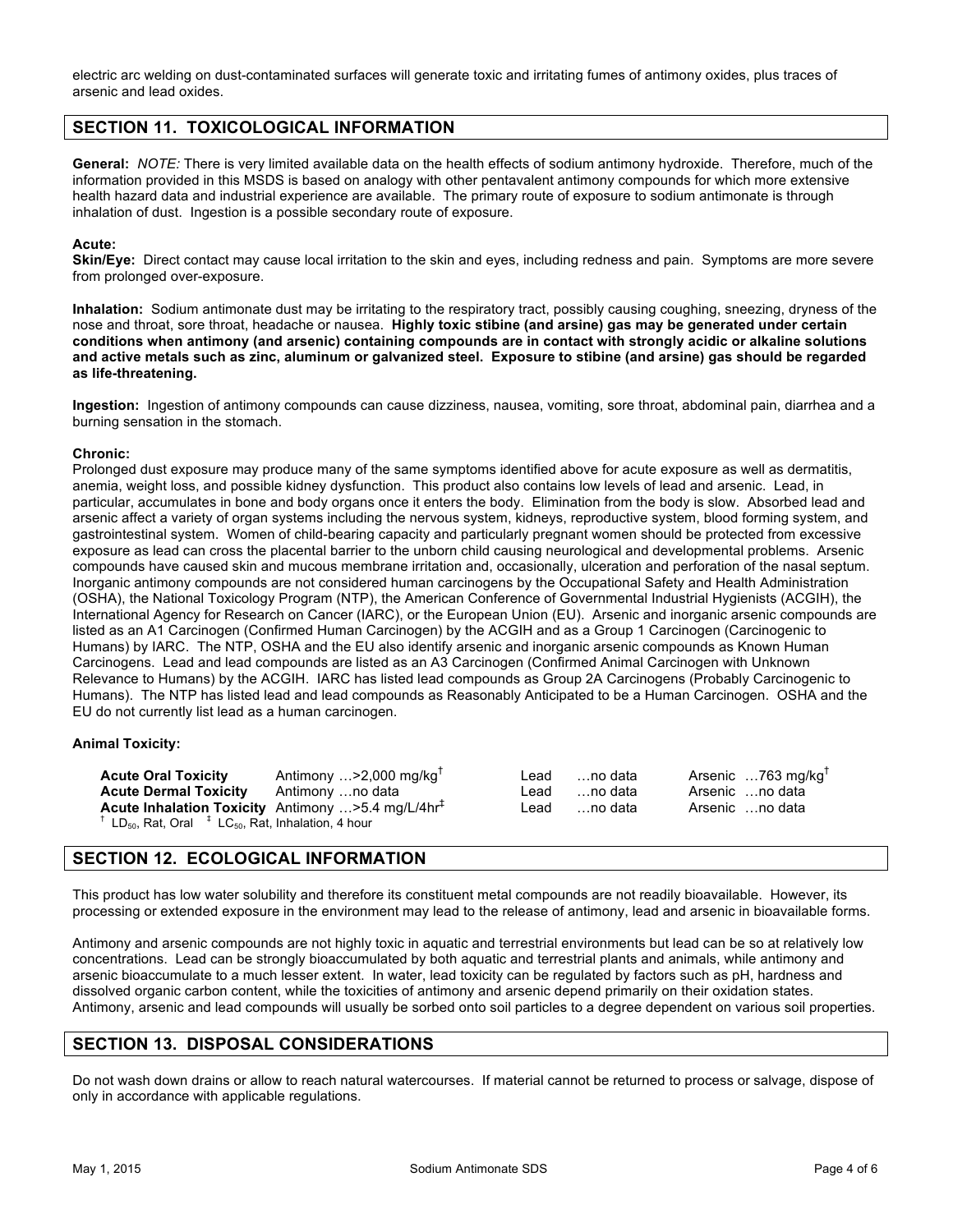electric arc welding on dust-contaminated surfaces will generate toxic and irritating fumes of antimony oxides, plus traces of arsenic and lead oxides.

## SECTION 11. TOXICOLOGICAL INFORMATION

**General:** *NOTE:* There is very limited available data on the health effects of sodium antimony hydroxide. Therefore, much of the information provided in this MSDS is based on analogy with other pentavalent antimony compounds for which more extensive health hazard data and industrial experience are available. The primary route of exposure to sodium antimonate is through inhalation of dust. Ingestion is a possible secondary route of exposure.

**Acute:**

**Skin/Eye:** Direct contact may cause local irritation to the skin and eyes, including redness and pain. Symptoms are more severe from prolonged over-exposure.

**Inhalation:** Sodium antimonate dust may be irritating to the respiratory tract, possibly causing coughing, sneezing, dryness of the nose and throat, sore throat, headache or nausea. **Highly toxic stibine (and arsine) gas may be generated under certain conditions when antimony (and arsenic) containing compounds are in contact with strongly acidic or alkaline solutions and active metals such as zinc, aluminum or galvanized steel. Exposure to stibine (and arsine) gas should be regarded as life-threatening.**

**Ingestion:** Ingestion of antimony compounds can cause dizziness, nausea, vomiting, sore throat, abdominal pain, diarrhea and a burning sensation in the stomach.

**Chronic:**

Prolonged dust exposure may produce many of the same symptoms identified above for acute exposure as well as dermatitis, anemia, weight loss, and possible kidney dysfunction. This product also contains low levels of lead and arsenic. Lead, in particular, accumulates in bone and body organs once it enters the body. Elimination from the body is slow. Absorbed lead and arsenic affect a variety of organ systems including the nervous system, kidneys, reproductive system, blood forming system, and gastrointestinal system. Women of child-bearing capacity and particularly pregnant women should be protected from excessive exposure as lead can cross the placental barrier to the unborn child causing neurological and developmental problems. Arsenic compounds have caused skin and mucous membrane irritation and, occasionally, ulceration and perforation of the nasal septum. Inorganic antimony compounds are not considered human carcinogens by the Occupational Safety and Health Administration (OSHA), the National Toxicology Program (NTP), the American Conference of Governmental Industrial Hygienists (ACGIH), the International Agency for Research on Cancer (IARC), or the European Union (EU). Arsenic and inorganic arsenic compounds are listed as an A1 Carcinogen (Confirmed Human Carcinogen) by the ACGIH and as a Group 1 Carcinogen (Carcinogenic to Humans) by IARC. The NTP, OSHA and the EU also identify arsenic and inorganic arsenic compounds as Known Human Carcinogens. Lead and lead compounds are listed as an A3 Carcinogen (Confirmed Animal Carcinogen with Unknown Relevance to Humans) by the ACGIH. IARC has listed lead compounds as Group 2A Carcinogens (Probably Carcinogenic to Humans). The NTP has listed lead and lead compounds as Reasonably Anticipated to be a Human Carcinogen. OSHA and the EU do not currently list lead as a human carcinogen.

**Animal Toxicity:**

| | Antimony | Lead | Arsenic |
|---|---|---|---|
| **Acute Oral Toxicity** | …>2,000 mg/kg† | …no data | …763 mg/kg† |
| **Acute Dermal Toxicity** | …no data | …no data | …no data |
| **Acute Inhalation Toxicity** | …>5.4 mg/L/4hr‡ | …no data | …no data |

† $LD_{50}$, Rat, Oral ‡ $LC_{50}$, Rat, Inhalation, 4 hour

## SECTION 12. ECOLOGICAL INFORMATION

This product has low water solubility and therefore its constituent metal compounds are not readily bioavailable. However, its processing or extended exposure in the environment may lead to the release of antimony, lead and arsenic in bioavailable forms.

Antimony and arsenic compounds are not highly toxic in aquatic and terrestrial environments but lead can be so at relatively low concentrations. Lead can be strongly bioaccumulated by both aquatic and terrestrial plants and animals, while antimony and arsenic bioaccumulate to a much lesser extent. In water, lead toxicity can be regulated by factors such as pH, hardness and dissolved organic carbon content, while the toxicities of antimony and arsenic depend primarily on their oxidation states. Antimony, arsenic and lead compounds will usually be sorbed onto soil particles to a degree dependent on various soil properties.

## SECTION 13. DISPOSAL CONSIDERATIONS

Do not wash down drains or allow to reach natural watercourses. If material cannot be returned to process or salvage, dispose of only in accordance with applicable regulations.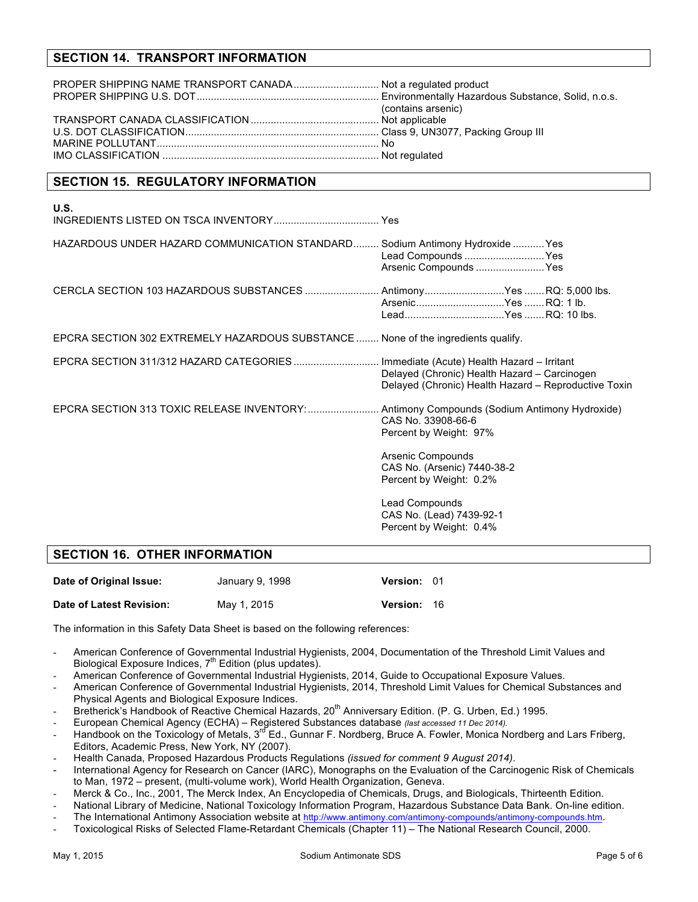## SECTION 14. TRANSPORT INFORMATION

| | |
|---|---|
| PROPER SHIPPING NAME TRANSPORT CANADA | Not a regulated product |
| PROPER SHIPPING U.S. DOT | Environmentally Hazardous Substance, Solid, n.o.s. (contains arsenic) |
| TRANSPORT CANADA CLASSIFICATION | Not applicable |
| U.S. DOT CLASSIFICATION | Class 9, UN3077, Packing Group III |
| MARINE POLLUTANT | No |
| IMO CLASSIFICATION | Not regulated |

## SECTION 15. REGULATORY INFORMATION

**U.S.**

INGREDIENTS LISTED ON TSCA INVENTORY .......... Yes

HAZARDOUS UNDER HAZARD COMMUNICATION STANDARD:

- Sodium Antimony Hydroxide .......... Yes
- Lead Compounds .......... Yes
- Arsenic Compounds .......... Yes

CERCLA SECTION 103 HAZARDOUS SUBSTANCES:

- Antimony .......... Yes .......... RQ: 5,000 lbs.
- Arsenic .......... Yes .......... RQ: 1 lb.
- Lead .......... Yes .......... RQ: 10 lbs.

EPCRA SECTION 302 EXTREMELY HAZARDOUS SUBSTANCE .......... None of the ingredients qualify.

EPCRA SECTION 311/312 HAZARD CATEGORIES:

- Immediate (Acute) Health Hazard – Irritant
- Delayed (Chronic) Health Hazard – Carcinogen
- Delayed (Chronic) Health Hazard – Reproductive Toxin

EPCRA SECTION 313 TOXIC RELEASE INVENTORY:

Antimony Compounds (Sodium Antimony Hydroxide)
CAS No. 33908-66-6
Percent by Weight: 97%

Arsenic Compounds
CAS No. (Arsenic) 7440-38-2
Percent by Weight: 0.2%

Lead Compounds
CAS No. (Lead) 7439-92-1
Percent by Weight: 0.4%

## SECTION 16. OTHER INFORMATION

| | | | |
|---|---|---|---|
| **Date of Original Issue:** | January 9, 1998 | **Version:** | 01 |
| **Date of Latest Revision:** | May 1, 2015 | **Version:** | 16 |

The information in this Safety Data Sheet is based on the following references:

- American Conference of Governmental Industrial Hygienists, 2004, Documentation of the Threshold Limit Values and Biological Exposure Indices, 7th Edition (plus updates).
- American Conference of Governmental Industrial Hygienists, 2014, Guide to Occupational Exposure Values.
- American Conference of Governmental Industrial Hygienists, 2014, Threshold Limit Values for Chemical Substances and Physical Agents and Biological Exposure Indices.
- Bretherick's Handbook of Reactive Chemical Hazards, 20th Anniversary Edition. (P. G. Urben, Ed.) 1995.
- European Chemical Agency (ECHA) – Registered Substances database *(last accessed 11 Dec 2014).*
- Handbook on the Toxicology of Metals, 3rd Ed., Gunnar F. Nordberg, Bruce A. Fowler, Monica Nordberg and Lars Friberg, Editors, Academic Press, New York, NY (2007).
- Health Canada, Proposed Hazardous Products Regulations *(issued for comment 9 August 2014).*
- International Agency for Research on Cancer (IARC), Monographs on the Evaluation of the Carcinogenic Risk of Chemicals to Man, 1972 – present, (multi-volume work), World Health Organization, Geneva.
- Merck & Co., Inc., 2001, The Merck Index, An Encyclopedia of Chemicals, Drugs, and Biologicals, Thirteenth Edition.
- National Library of Medicine, National Toxicology Information Program, Hazardous Substance Data Bank. On-line edition.
- The International Antimony Association website at http://www.antimony.com/antimony-compounds/antimony-compounds.htm.
- Toxicological Risks of Selected Flame-Retardant Chemicals (Chapter 11) – The National Research Council, 2000.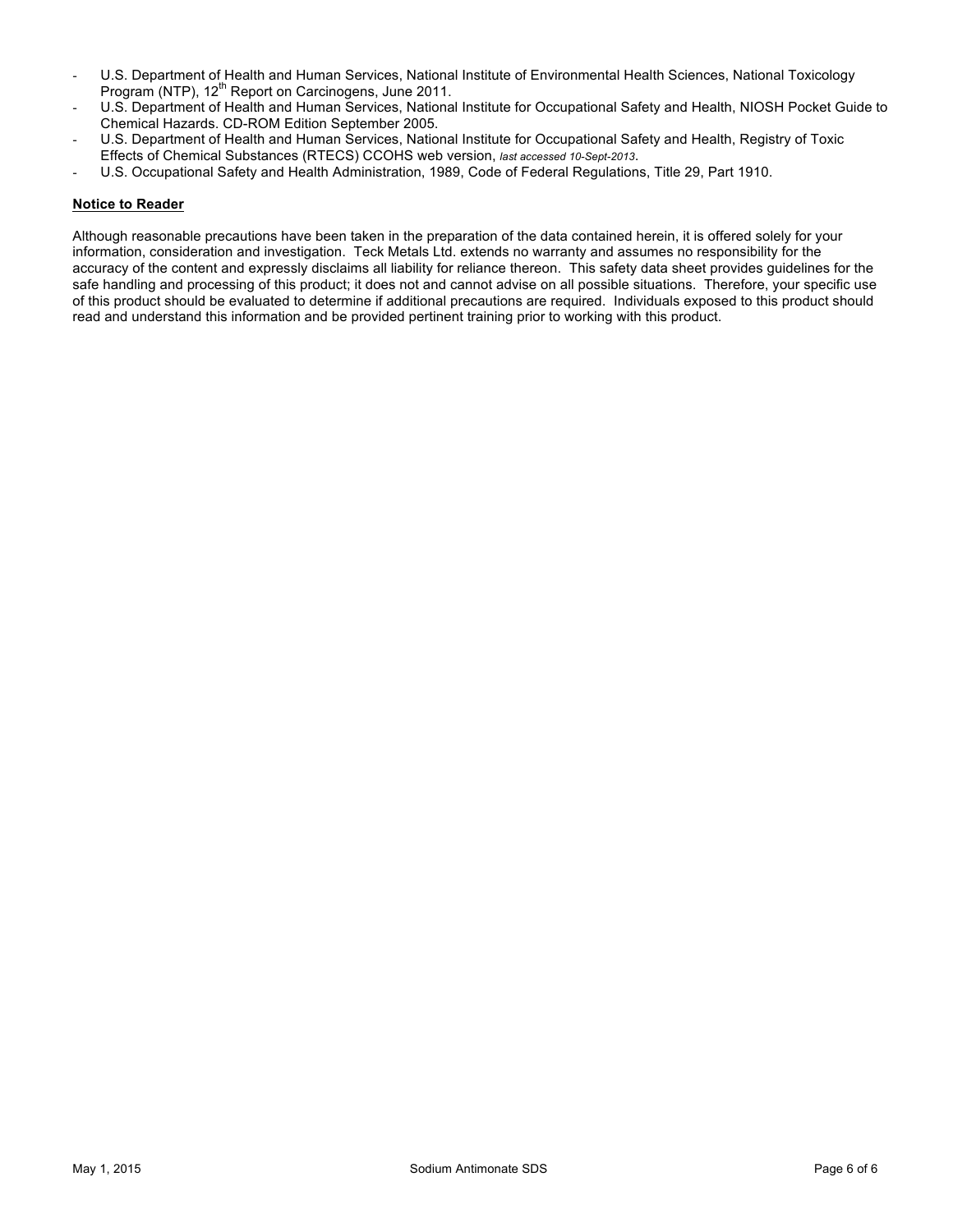- U.S. Department of Health and Human Services, National Institute of Environmental Health Sciences, National Toxicology Program (NTP), 12th Report on Carcinogens, June 2011.
- U.S. Department of Health and Human Services, National Institute for Occupational Safety and Health, NIOSH Pocket Guide to Chemical Hazards. CD-ROM Edition September 2005.
- U.S. Department of Health and Human Services, National Institute for Occupational Safety and Health, Registry of Toxic Effects of Chemical Substances (RTECS) CCOHS web version, *last accessed 10-Sept-2013*.
- U.S. Occupational Safety and Health Administration, 1989, Code of Federal Regulations, Title 29, Part 1910.

**Notice to Reader**

Although reasonable precautions have been taken in the preparation of the data contained herein, it is offered solely for your information, consideration and investigation. Teck Metals Ltd. extends no warranty and assumes no responsibility for the accuracy of the content and expressly disclaims all liability for reliance thereon. This safety data sheet provides guidelines for the safe handling and processing of this product; it does not and cannot advise on all possible situations. Therefore, your specific use of this product should be evaluated to determine if additional precautions are required. Individuals exposed to this product should read and understand this information and be provided pertinent training prior to working with this product.